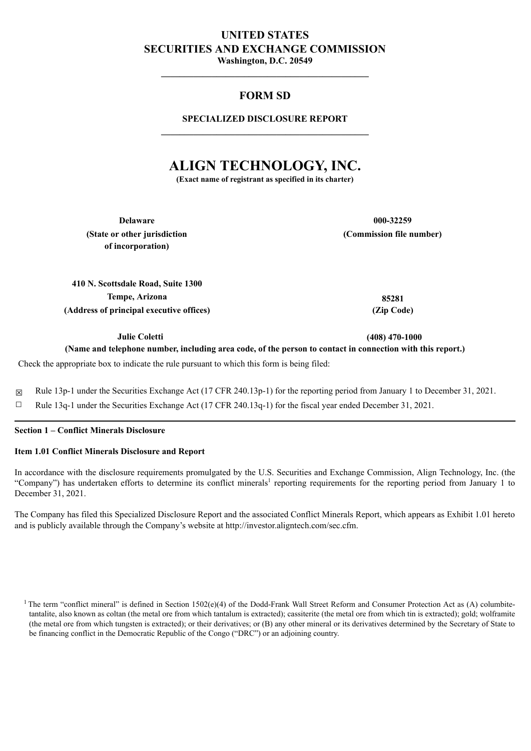# UNITED STATES
# SECURITIES AND EXCHANGE COMMISSION
**Washington, D.C. 20549**

---

## FORM SD

### SPECIALIZED DISCLOSURE REPORT

---

# ALIGN TECHNOLOGY, INC.
**(Exact name of registrant as specified in its charter)**

| | |
|---|---|
| **Delaware** | **000-32259** |
| **(State or other jurisdiction of incorporation)** | **(Commission file number)** |

| | |
|---|---|
| **410 N. Scottsdale Road, Suite 1300** | |
| **Tempe, Arizona** | **85281** |
| **(Address of principal executive offices)** | **(Zip Code)** |

| | |
|---|---|
| **Julie Coletti** | **(408) 470-1000** |

**(Name and telephone number, including area code, of the person to contact in connection with this report.)**

Check the appropriate box to indicate the rule pursuant to which this form is being filed:

☒ Rule 13p-1 under the Securities Exchange Act (17 CFR 240.13p-1) for the reporting period from January 1 to December 31, 2021.

☐ Rule 13q-1 under the Securities Exchange Act (17 CFR 240.13q-1) for the fiscal year ended December 31, 2021.

---

**Section 1 – Conflict Minerals Disclosure**

**Item 1.01 Conflict Minerals Disclosure and Report**

In accordance with the disclosure requirements promulgated by the U.S. Securities and Exchange Commission, Align Technology, Inc. (the "Company") has undertaken efforts to determine its conflict minerals[1] reporting requirements for the reporting period from January 1 to December 31, 2021.

The Company has filed this Specialized Disclosure Report and the associated Conflict Minerals Report, which appears as Exhibit 1.01 hereto and is publicly available through the Company's website at http://investor.aligntech.com/sec.cfm.

[1] The term "conflict mineral" is defined in Section 1502(e)(4) of the Dodd-Frank Wall Street Reform and Consumer Protection Act as (A) columbite-tantalite, also known as coltan (the metal ore from which tantalum is extracted); cassiterite (the metal ore from which tin is extracted); gold; wolframite (the metal ore from which tungsten is extracted); or their derivatives; or (B) any other mineral or its derivatives determined by the Secretary of State to be financing conflict in the Democratic Republic of the Congo ("DRC") or an adjoining country.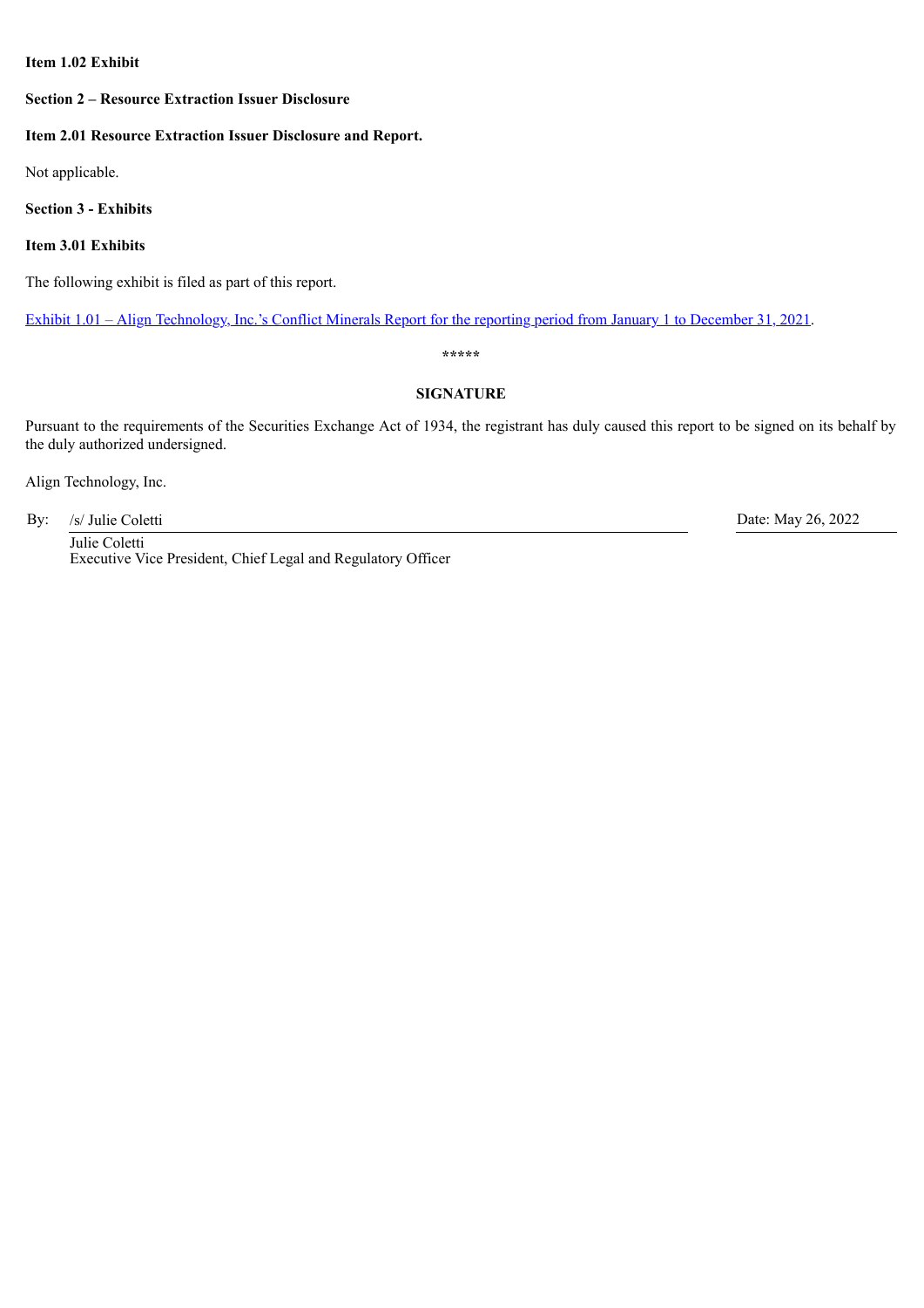**Item 1.02 Exhibit**

**Section 2 – Resource Extraction Issuer Disclosure**

**Item 2.01 Resource Extraction Issuer Disclosure and Report.**

Not applicable.

**Section 3 - Exhibits**

**Item 3.01 Exhibits**

The following exhibit is filed as part of this report.

Exhibit 1.01 – Align Technology, Inc.'s Conflict Minerals Report for the reporting period from January 1 to December 31, 2021.

*****

**SIGNATURE**

Pursuant to the requirements of the Securities Exchange Act of 1934, the registrant has duly caused this report to be signed on its behalf by the duly authorized undersigned.

Align Technology, Inc.

By: /s/ Julie Coletti

Julie Coletti
Executive Vice President, Chief Legal and Regulatory Officer

Date: May 26, 2022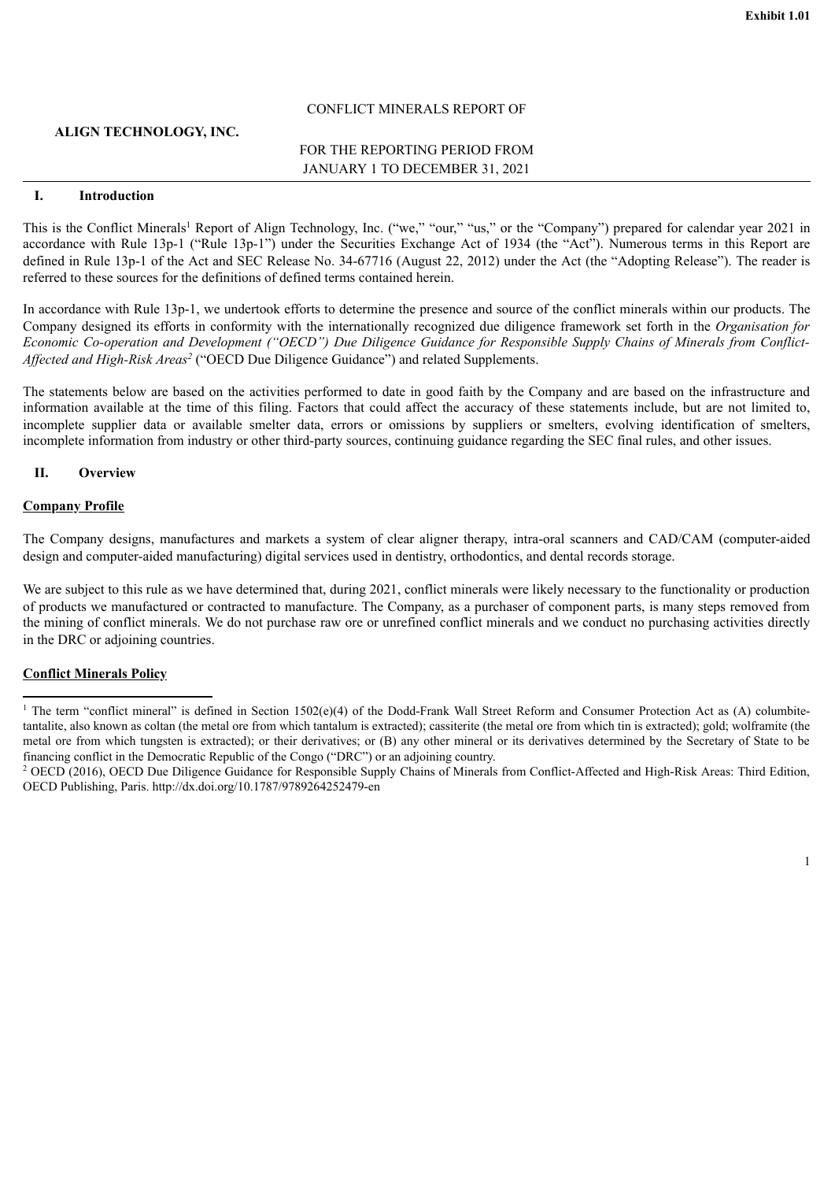**Exhibit 1.01**

CONFLICT MINERALS REPORT OF

**ALIGN TECHNOLOGY, INC.**

FOR THE REPORTING PERIOD FROM
JANUARY 1 TO DECEMBER 31, 2021

## I. Introduction

This is the Conflict Minerals[1] Report of Align Technology, Inc. ("we," "our," "us," or the "Company") prepared for calendar year 2021 in accordance with Rule 13p-1 ("Rule 13p-1") under the Securities Exchange Act of 1934 (the "Act"). Numerous terms in this Report are defined in Rule 13p-1 of the Act and SEC Release No. 34-67716 (August 22, 2012) under the Act (the "Adopting Release"). The reader is referred to these sources for the definitions of defined terms contained herein.

In accordance with Rule 13p-1, we undertook efforts to determine the presence and source of the conflict minerals within our products. The Company designed its efforts in conformity with the internationally recognized due diligence framework set forth in the *Organisation for Economic Co-operation and Development ("OECD") Due Diligence Guidance for Responsible Supply Chains of Minerals from Conflict-Affected and High-Risk Areas*[2] ("OECD Due Diligence Guidance") and related Supplements.

The statements below are based on the activities performed to date in good faith by the Company and are based on the infrastructure and information available at the time of this filing. Factors that could affect the accuracy of these statements include, but are not limited to, incomplete supplier data or available smelter data, errors or omissions by suppliers or smelters, evolving identification of smelters, incomplete information from industry or other third-party sources, continuing guidance regarding the SEC final rules, and other issues.

## II. Overview

### Company Profile

The Company designs, manufactures and markets a system of clear aligner therapy, intra-oral scanners and CAD/CAM (computer-aided design and computer-aided manufacturing) digital services used in dentistry, orthodontics, and dental records storage.

We are subject to this rule as we have determined that, during 2021, conflict minerals were likely necessary to the functionality or production of products we manufactured or contracted to manufacture. The Company, as a purchaser of component parts, is many steps removed from the mining of conflict minerals. We do not purchase raw ore or unrefined conflict minerals and we conduct no purchasing activities directly in the DRC or adjoining countries.

### Conflict Minerals Policy

---

[1] The term "conflict mineral" is defined in Section 1502(e)(4) of the Dodd-Frank Wall Street Reform and Consumer Protection Act as (A) columbite-tantalite, also known as coltan (the metal ore from which tantalum is extracted); cassiterite (the metal ore from which tin is extracted); gold; wolframite (the metal ore from which tungsten is extracted); or their derivatives; or (B) any other mineral or its derivatives determined by the Secretary of State to be financing conflict in the Democratic Republic of the Congo ("DRC") or an adjoining country.

[2] OECD (2016), OECD Due Diligence Guidance for Responsible Supply Chains of Minerals from Conflict-Affected and High-Risk Areas: Third Edition, OECD Publishing, Paris. http://dx.doi.org/10.1787/9789264252479-en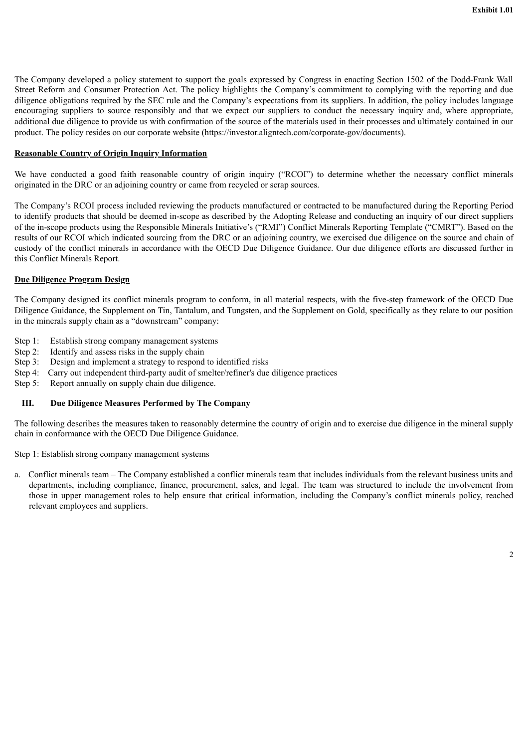The Company developed a policy statement to support the goals expressed by Congress in enacting Section 1502 of the Dodd-Frank Wall Street Reform and Consumer Protection Act. The policy highlights the Company's commitment to complying with the reporting and due diligence obligations required by the SEC rule and the Company's expectations from its suppliers. In addition, the policy includes language encouraging suppliers to source responsibly and that we expect our suppliers to conduct the necessary inquiry and, where appropriate, additional due diligence to provide us with confirmation of the source of the materials used in their processes and ultimately contained in our product. The policy resides on our corporate website (https://investor.aligntech.com/corporate-gov/documents).

**Reasonable Country of Origin Inquiry Information**

We have conducted a good faith reasonable country of origin inquiry ("RCOI") to determine whether the necessary conflict minerals originated in the DRC or an adjoining country or came from recycled or scrap sources.

The Company's RCOI process included reviewing the products manufactured or contracted to be manufactured during the Reporting Period to identify products that should be deemed in-scope as described by the Adopting Release and conducting an inquiry of our direct suppliers of the in-scope products using the Responsible Minerals Initiative's ("RMI") Conflict Minerals Reporting Template ("CMRT"). Based on the results of our RCOI which indicated sourcing from the DRC or an adjoining country, we exercised due diligence on the source and chain of custody of the conflict minerals in accordance with the OECD Due Diligence Guidance. Our due diligence efforts are discussed further in this Conflict Minerals Report.

**Due Diligence Program Design**

The Company designed its conflict minerals program to conform, in all material respects, with the five-step framework of the OECD Due Diligence Guidance, the Supplement on Tin, Tantalum, and Tungsten, and the Supplement on Gold, specifically as they relate to our position in the minerals supply chain as a "downstream" company:

- Step 1: Establish strong company management systems
- Step 2: Identify and assess risks in the supply chain
- Step 3: Design and implement a strategy to respond to identified risks
- Step 4: Carry out independent third-party audit of smelter/refiner's due diligence practices
- Step 5: Report annually on supply chain due diligence.

## III. Due Diligence Measures Performed by The Company

The following describes the measures taken to reasonably determine the country of origin and to exercise due diligence in the mineral supply chain in conformance with the OECD Due Diligence Guidance.

Step 1: Establish strong company management systems

a. Conflict minerals team – The Company established a conflict minerals team that includes individuals from the relevant business units and departments, including compliance, finance, procurement, sales, and legal. The team was structured to include the involvement from those in upper management roles to help ensure that critical information, including the Company's conflict minerals policy, reached relevant employees and suppliers.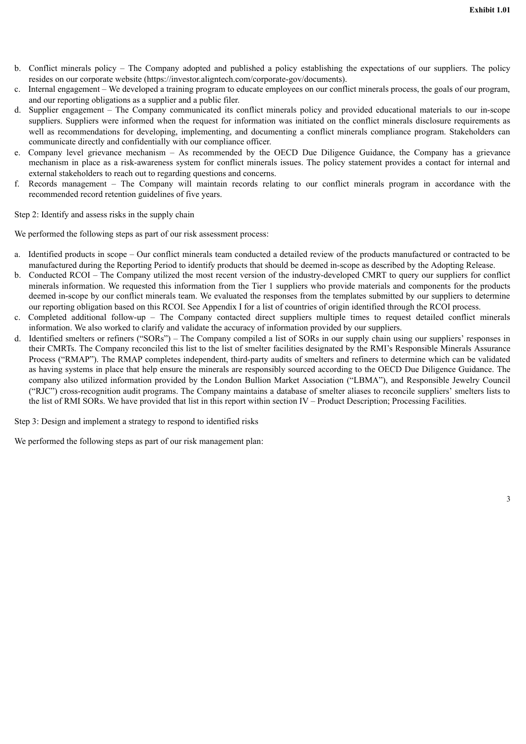b. Conflict minerals policy – The Company adopted and published a policy establishing the expectations of our suppliers. The policy resides on our corporate website (https://investor.aligntech.com/corporate-gov/documents).
c. Internal engagement – We developed a training program to educate employees on our conflict minerals process, the goals of our program, and our reporting obligations as a supplier and a public filer.
d. Supplier engagement – The Company communicated its conflict minerals policy and provided educational materials to our in-scope suppliers. Suppliers were informed when the request for information was initiated on the conflict minerals disclosure requirements as well as recommendations for developing, implementing, and documenting a conflict minerals compliance program. Stakeholders can communicate directly and confidentially with our compliance officer.
e. Company level grievance mechanism – As recommended by the OECD Due Diligence Guidance, the Company has a grievance mechanism in place as a risk-awareness system for conflict minerals issues. The policy statement provides a contact for internal and external stakeholders to reach out to regarding questions and concerns.
f. Records management – The Company will maintain records relating to our conflict minerals program in accordance with the recommended record retention guidelines of five years.

Step 2: Identify and assess risks in the supply chain

We performed the following steps as part of our risk assessment process:

a. Identified products in scope – Our conflict minerals team conducted a detailed review of the products manufactured or contracted to be manufactured during the Reporting Period to identify products that should be deemed in-scope as described by the Adopting Release.
b. Conducted RCOI – The Company utilized the most recent version of the industry-developed CMRT to query our suppliers for conflict minerals information. We requested this information from the Tier 1 suppliers who provide materials and components for the products deemed in-scope by our conflict minerals team. We evaluated the responses from the templates submitted by our suppliers to determine our reporting obligation based on this RCOI. See Appendix I for a list of countries of origin identified through the RCOI process.
c. Completed additional follow-up – The Company contacted direct suppliers multiple times to request detailed conflict minerals information. We also worked to clarify and validate the accuracy of information provided by our suppliers.
d. Identified smelters or refiners ("SORs") – The Company compiled a list of SORs in our supply chain using our suppliers' responses in their CMRTs. The Company reconciled this list to the list of smelter facilities designated by the RMI's Responsible Minerals Assurance Process ("RMAP"). The RMAP completes independent, third-party audits of smelters and refiners to determine which can be validated as having systems in place that help ensure the minerals are responsibly sourced according to the OECD Due Diligence Guidance. The company also utilized information provided by the London Bullion Market Association ("LBMA"), and Responsible Jewelry Council ("RJC") cross-recognition audit programs. The Company maintains a database of smelter aliases to reconcile suppliers' smelters lists to the list of RMI SORs. We have provided that list in this report within section IV – Product Description; Processing Facilities.

Step 3: Design and implement a strategy to respond to identified risks

We performed the following steps as part of our risk management plan: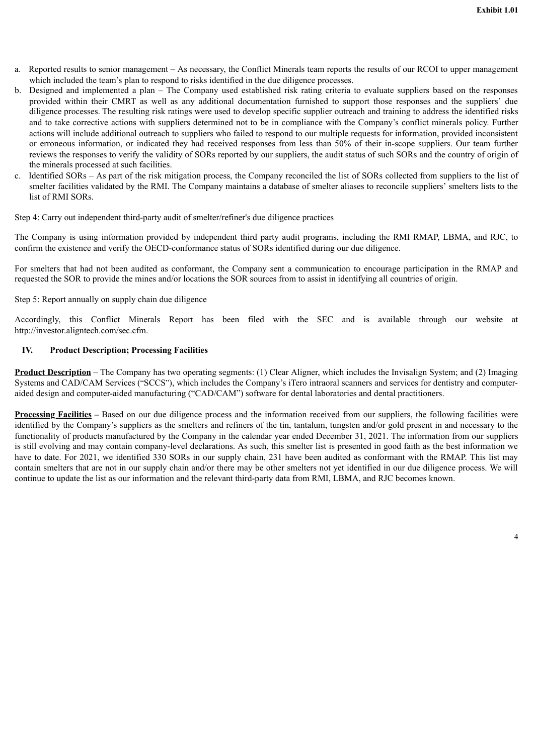a. Reported results to senior management – As necessary, the Conflict Minerals team reports the results of our RCOI to upper management which included the team's plan to respond to risks identified in the due diligence processes.
b. Designed and implemented a plan – The Company used established risk rating criteria to evaluate suppliers based on the responses provided within their CMRT as well as any additional documentation furnished to support those responses and the suppliers' due diligence processes. The resulting risk ratings were used to develop specific supplier outreach and training to address the identified risks and to take corrective actions with suppliers determined not to be in compliance with the Company's conflict minerals policy. Further actions will include additional outreach to suppliers who failed to respond to our multiple requests for information, provided inconsistent or erroneous information, or indicated they had received responses from less than 50% of their in-scope suppliers. Our team further reviews the responses to verify the validity of SORs reported by our suppliers, the audit status of such SORs and the country of origin of the minerals processed at such facilities.
c. Identified SORs – As part of the risk mitigation process, the Company reconciled the list of SORs collected from suppliers to the list of smelter facilities validated by the RMI. The Company maintains a database of smelter aliases to reconcile suppliers' smelters lists to the list of RMI SORs.

Step 4: Carry out independent third-party audit of smelter/refiner's due diligence practices

The Company is using information provided by independent third party audit programs, including the RMI RMAP, LBMA, and RJC, to confirm the existence and verify the OECD-conformance status of SORs identified during our due diligence.

For smelters that had not been audited as conformant, the Company sent a communication to encourage participation in the RMAP and requested the SOR to provide the mines and/or locations the SOR sources from to assist in identifying all countries of origin.

Step 5: Report annually on supply chain due diligence

Accordingly, this Conflict Minerals Report has been filed with the SEC and is available through our website at http://investor.aligntech.com/sec.cfm.

## IV. Product Description; Processing Facilities

**Product Description** – The Company has two operating segments: (1) Clear Aligner, which includes the Invisalign System; and (2) Imaging Systems and CAD/CAM Services ("SCCS"), which includes the Company's iTero intraoral scanners and services for dentistry and computer-aided design and computer-aided manufacturing ("CAD/CAM") software for dental laboratories and dental practitioners.

**Processing Facilities** – Based on our due diligence process and the information received from our suppliers, the following facilities were identified by the Company's suppliers as the smelters and refiners of the tin, tantalum, tungsten and/or gold present in and necessary to the functionality of products manufactured by the Company in the calendar year ended December 31, 2021. The information from our suppliers is still evolving and may contain company-level declarations. As such, this smelter list is presented in good faith as the best information we have to date. For 2021, we identified 330 SORs in our supply chain, 231 have been audited as conformant with the RMAP. This list may contain smelters that are not in our supply chain and/or there may be other smelters not yet identified in our due diligence process. We will continue to update the list as our information and the relevant third-party data from RMI, LBMA, and RJC becomes known.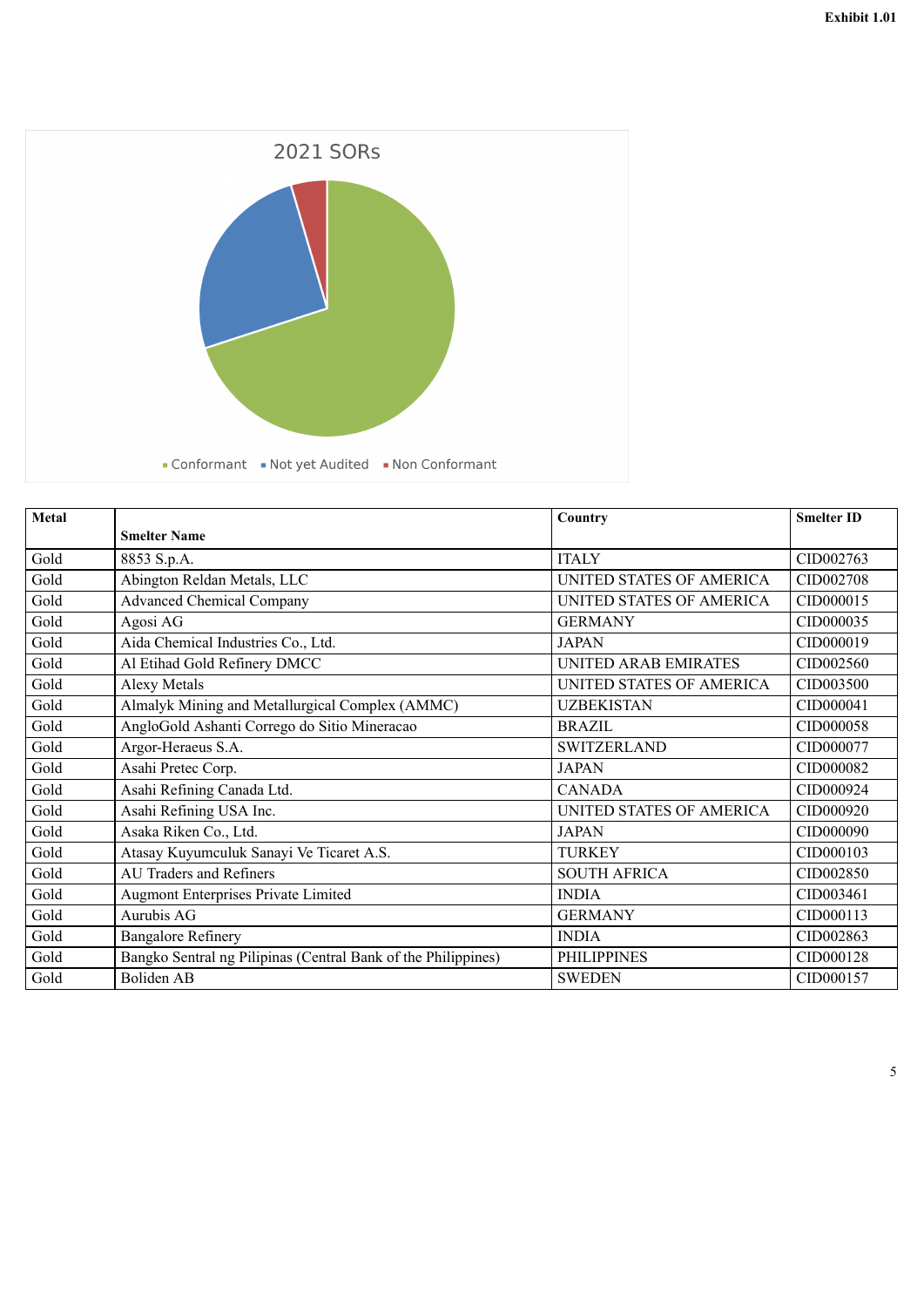Exhibit 1.01

2021 SORs

Conformant · Not yet Audited · Non Conformant

| Metal | Smelter Name | Country | Smelter ID |
|---|---|---|---|
| Gold | 8853 S.p.A. | ITALY | CID002763 |
| Gold | Abington Reldan Metals, LLC | UNITED STATES OF AMERICA | CID002708 |
| Gold | Advanced Chemical Company | UNITED STATES OF AMERICA | CID000015 |
| Gold | Agosi AG | GERMANY | CID000035 |
| Gold | Aida Chemical Industries Co., Ltd. | JAPAN | CID000019 |
| Gold | Al Etihad Gold Refinery DMCC | UNITED ARAB EMIRATES | CID002560 |
| Gold | Alexy Metals | UNITED STATES OF AMERICA | CID003500 |
| Gold | Almalyk Mining and Metallurgical Complex (AMMC) | UZBEKISTAN | CID000041 |
| Gold | AngloGold Ashanti Corrego do Sitio Mineracao | BRAZIL | CID000058 |
| Gold | Argor-Heraeus S.A. | SWITZERLAND | CID000077 |
| Gold | Asahi Pretec Corp. | JAPAN | CID000082 |
| Gold | Asahi Refining Canada Ltd. | CANADA | CID000924 |
| Gold | Asahi Refining USA Inc. | UNITED STATES OF AMERICA | CID000920 |
| Gold | Asaka Riken Co., Ltd. | JAPAN | CID000090 |
| Gold | Atasay Kuyumculuk Sanayi Ve Ticaret A.S. | TURKEY | CID000103 |
| Gold | AU Traders and Refiners | SOUTH AFRICA | CID002850 |
| Gold | Augmont Enterprises Private Limited | INDIA | CID003461 |
| Gold | Aurubis AG | GERMANY | CID000113 |
| Gold | Bangalore Refinery | INDIA | CID002863 |
| Gold | Bangko Sentral ng Pilipinas (Central Bank of the Philippines) | PHILIPPINES | CID000128 |
| Gold | Boliden AB | SWEDEN | CID000157 |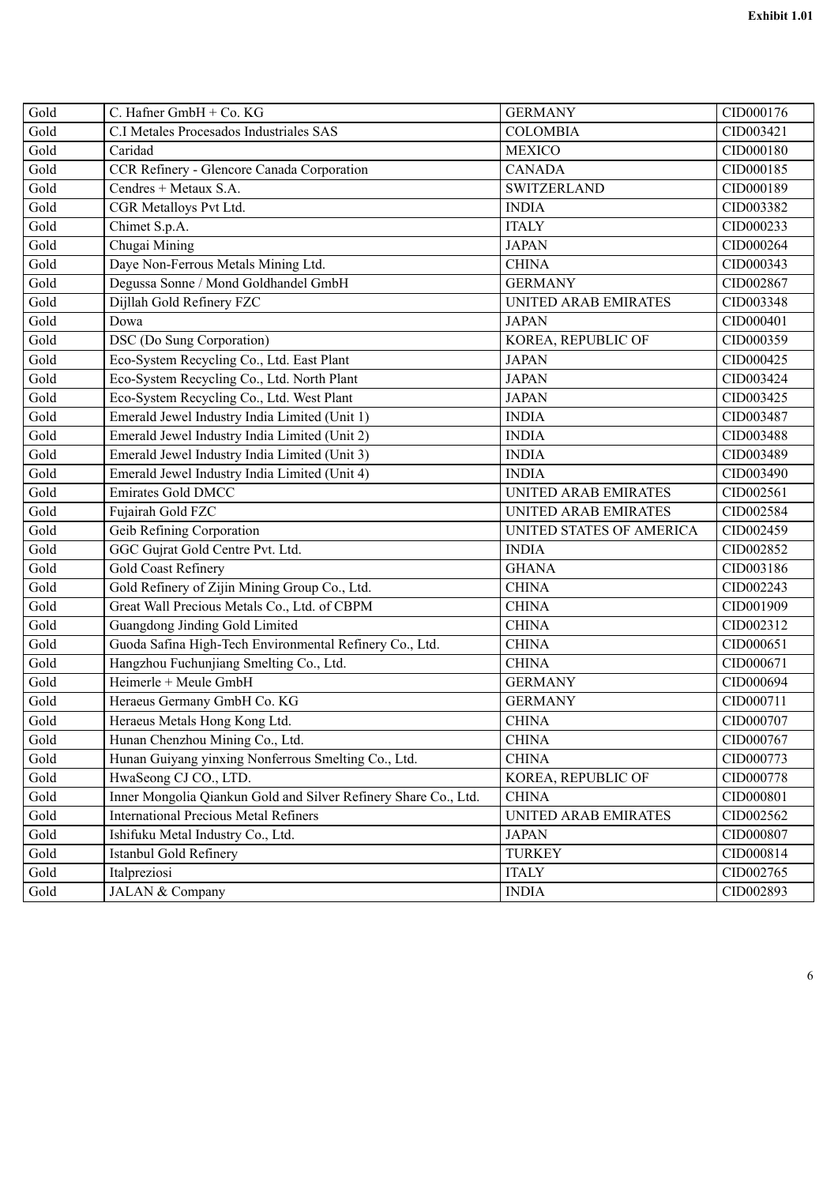| | | | |
|---|---|---|---|
| Gold | C. Hafner GmbH + Co. KG | GERMANY | CID000176 |
| Gold | C.I Metales Procesados Industriales SAS | COLOMBIA | CID003421 |
| Gold | Caridad | MEXICO | CID000180 |
| Gold | CCR Refinery - Glencore Canada Corporation | CANADA | CID000185 |
| Gold | Cendres + Metaux S.A. | SWITZERLAND | CID000189 |
| Gold | CGR Metalloys Pvt Ltd. | INDIA | CID003382 |
| Gold | Chimet S.p.A. | ITALY | CID000233 |
| Gold | Chugai Mining | JAPAN | CID000264 |
| Gold | Daye Non-Ferrous Metals Mining Ltd. | CHINA | CID000343 |
| Gold | Degussa Sonne / Mond Goldhandel GmbH | GERMANY | CID002867 |
| Gold | Dijllah Gold Refinery FZC | UNITED ARAB EMIRATES | CID003348 |
| Gold | Dowa | JAPAN | CID000401 |
| Gold | DSC (Do Sung Corporation) | KOREA, REPUBLIC OF | CID000359 |
| Gold | Eco-System Recycling Co., Ltd. East Plant | JAPAN | CID000425 |
| Gold | Eco-System Recycling Co., Ltd. North Plant | JAPAN | CID003424 |
| Gold | Eco-System Recycling Co., Ltd. West Plant | JAPAN | CID003425 |
| Gold | Emerald Jewel Industry India Limited (Unit 1) | INDIA | CID003487 |
| Gold | Emerald Jewel Industry India Limited (Unit 2) | INDIA | CID003488 |
| Gold | Emerald Jewel Industry India Limited (Unit 3) | INDIA | CID003489 |
| Gold | Emerald Jewel Industry India Limited (Unit 4) | INDIA | CID003490 |
| Gold | Emirates Gold DMCC | UNITED ARAB EMIRATES | CID002561 |
| Gold | Fujairah Gold FZC | UNITED ARAB EMIRATES | CID002584 |
| Gold | Geib Refining Corporation | UNITED STATES OF AMERICA | CID002459 |
| Gold | GGC Gujrat Gold Centre Pvt. Ltd. | INDIA | CID002852 |
| Gold | Gold Coast Refinery | GHANA | CID003186 |
| Gold | Gold Refinery of Zijin Mining Group Co., Ltd. | CHINA | CID002243 |
| Gold | Great Wall Precious Metals Co., Ltd. of CBPM | CHINA | CID001909 |
| Gold | Guangdong Jinding Gold Limited | CHINA | CID002312 |
| Gold | Guoda Safina High-Tech Environmental Refinery Co., Ltd. | CHINA | CID000651 |
| Gold | Hangzhou Fuchunjiang Smelting Co., Ltd. | CHINA | CID000671 |
| Gold | Heimerle + Meule GmbH | GERMANY | CID000694 |
| Gold | Heraeus Germany GmbH Co. KG | GERMANY | CID000711 |
| Gold | Heraeus Metals Hong Kong Ltd. | CHINA | CID000707 |
| Gold | Hunan Chenzhou Mining Co., Ltd. | CHINA | CID000767 |
| Gold | Hunan Guiyang yinxing Nonferrous Smelting Co., Ltd. | CHINA | CID000773 |
| Gold | HwaSeong CJ CO., LTD. | KOREA, REPUBLIC OF | CID000778 |
| Gold | Inner Mongolia Qiankun Gold and Silver Refinery Share Co., Ltd. | CHINA | CID000801 |
| Gold | International Precious Metal Refiners | UNITED ARAB EMIRATES | CID002562 |
| Gold | Ishifuku Metal Industry Co., Ltd. | JAPAN | CID000807 |
| Gold | Istanbul Gold Refinery | TURKEY | CID000814 |
| Gold | Italpreziosi | ITALY | CID002765 |
| Gold | JALAN & Company | INDIA | CID002893 |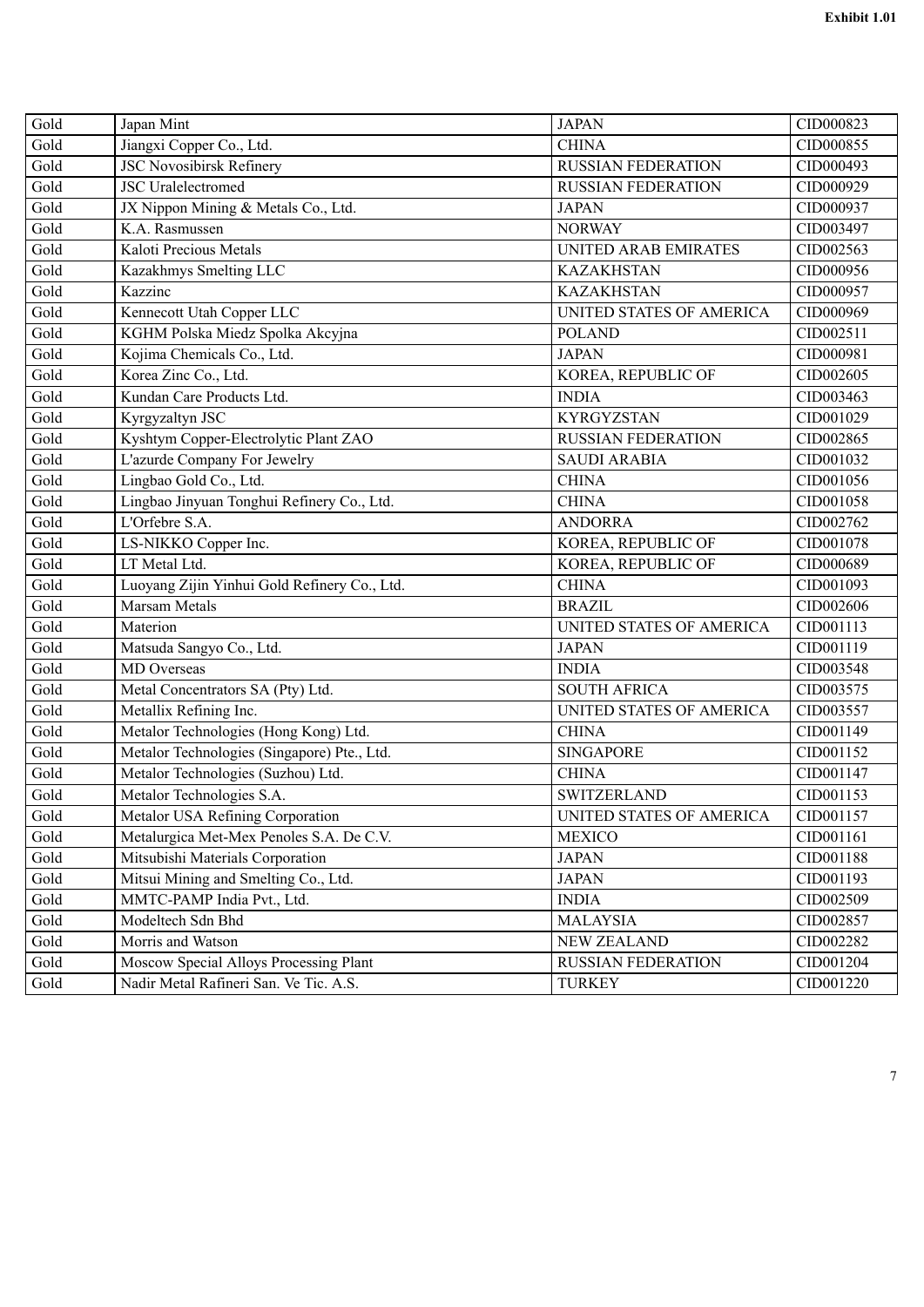| Gold | Japan Mint | JAPAN | CID000823 |
|---|---|---|---|
| Gold | Jiangxi Copper Co., Ltd. | CHINA | CID000855 |
| Gold | JSC Novosibirsk Refinery | RUSSIAN FEDERATION | CID000493 |
| Gold | JSC Uralelectromed | RUSSIAN FEDERATION | CID000929 |
| Gold | JX Nippon Mining & Metals Co., Ltd. | JAPAN | CID000937 |
| Gold | K.A. Rasmussen | NORWAY | CID003497 |
| Gold | Kaloti Precious Metals | UNITED ARAB EMIRATES | CID002563 |
| Gold | Kazakhmys Smelting LLC | KAZAKHSTAN | CID000956 |
| Gold | Kazzinc | KAZAKHSTAN | CID000957 |
| Gold | Kennecott Utah Copper LLC | UNITED STATES OF AMERICA | CID000969 |
| Gold | KGHM Polska Miedz Spolka Akcyjna | POLAND | CID002511 |
| Gold | Kojima Chemicals Co., Ltd. | JAPAN | CID000981 |
| Gold | Korea Zinc Co., Ltd. | KOREA, REPUBLIC OF | CID002605 |
| Gold | Kundan Care Products Ltd. | INDIA | CID003463 |
| Gold | Kyrgyzaltyn JSC | KYRGYZSTAN | CID001029 |
| Gold | Kyshtym Copper-Electrolytic Plant ZAO | RUSSIAN FEDERATION | CID002865 |
| Gold | L'azurde Company For Jewelry | SAUDI ARABIA | CID001032 |
| Gold | Lingbao Gold Co., Ltd. | CHINA | CID001056 |
| Gold | Lingbao Jinyuan Tonghui Refinery Co., Ltd. | CHINA | CID001058 |
| Gold | L'Orfebre S.A. | ANDORRA | CID002762 |
| Gold | LS-NIKKO Copper Inc. | KOREA, REPUBLIC OF | CID001078 |
| Gold | LT Metal Ltd. | KOREA, REPUBLIC OF | CID000689 |
| Gold | Luoyang Zijin Yinhui Gold Refinery Co., Ltd. | CHINA | CID001093 |
| Gold | Marsam Metals | BRAZIL | CID002606 |
| Gold | Materion | UNITED STATES OF AMERICA | CID001113 |
| Gold | Matsuda Sangyo Co., Ltd. | JAPAN | CID001119 |
| Gold | MD Overseas | INDIA | CID003548 |
| Gold | Metal Concentrators SA (Pty) Ltd. | SOUTH AFRICA | CID003575 |
| Gold | Metallix Refining Inc. | UNITED STATES OF AMERICA | CID003557 |
| Gold | Metalor Technologies (Hong Kong) Ltd. | CHINA | CID001149 |
| Gold | Metalor Technologies (Singapore) Pte., Ltd. | SINGAPORE | CID001152 |
| Gold | Metalor Technologies (Suzhou) Ltd. | CHINA | CID001147 |
| Gold | Metalor Technologies S.A. | SWITZERLAND | CID001153 |
| Gold | Metalor USA Refining Corporation | UNITED STATES OF AMERICA | CID001157 |
| Gold | Metalurgica Met-Mex Penoles S.A. De C.V. | MEXICO | CID001161 |
| Gold | Mitsubishi Materials Corporation | JAPAN | CID001188 |
| Gold | Mitsui Mining and Smelting Co., Ltd. | JAPAN | CID001193 |
| Gold | MMTC-PAMP India Pvt., Ltd. | INDIA | CID002509 |
| Gold | Modeltech Sdn Bhd | MALAYSIA | CID002857 |
| Gold | Morris and Watson | NEW ZEALAND | CID002282 |
| Gold | Moscow Special Alloys Processing Plant | RUSSIAN FEDERATION | CID001204 |
| Gold | Nadir Metal Rafineri San. Ve Tic. A.S. | TURKEY | CID001220 |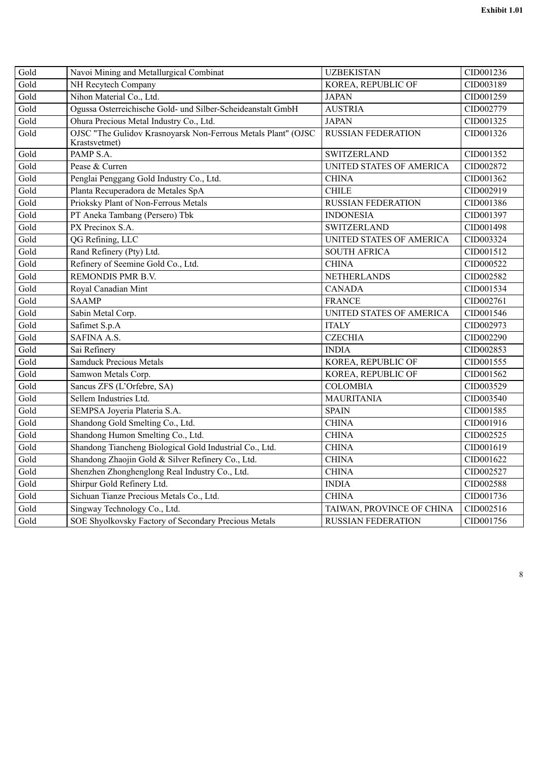| Gold | Navoi Mining and Metallurgical Combinat | UZBEKISTAN | CID001236 |
|---|---|---|---|
| Gold | NH Recytech Company | KOREA, REPUBLIC OF | CID003189 |
| Gold | Nihon Material Co., Ltd. | JAPAN | CID001259 |
| Gold | Ogussa Osterreichische Gold- und Silber-Scheideanstalt GmbH | AUSTRIA | CID002779 |
| Gold | Ohura Precious Metal Industry Co., Ltd. | JAPAN | CID001325 |
| Gold | OJSC "The Gulidov Krasnoyarsk Non-Ferrous Metals Plant" (OJSC Krastsvetmet) | RUSSIAN FEDERATION | CID001326 |
| Gold | PAMP S.A. | SWITZERLAND | CID001352 |
| Gold | Pease & Curren | UNITED STATES OF AMERICA | CID002872 |
| Gold | Penglai Penggang Gold Industry Co., Ltd. | CHINA | CID001362 |
| Gold | Planta Recuperadora de Metales SpA | CHILE | CID002919 |
| Gold | Prioksky Plant of Non-Ferrous Metals | RUSSIAN FEDERATION | CID001386 |
| Gold | PT Aneka Tambang (Persero) Tbk | INDONESIA | CID001397 |
| Gold | PX Precinox S.A. | SWITZERLAND | CID001498 |
| Gold | QG Refining, LLC | UNITED STATES OF AMERICA | CID003324 |
| Gold | Rand Refinery (Pty) Ltd. | SOUTH AFRICA | CID001512 |
| Gold | Refinery of Seemine Gold Co., Ltd. | CHINA | CID000522 |
| Gold | REMONDIS PMR B.V. | NETHERLANDS | CID002582 |
| Gold | Royal Canadian Mint | CANADA | CID001534 |
| Gold | SAAMP | FRANCE | CID002761 |
| Gold | Sabin Metal Corp. | UNITED STATES OF AMERICA | CID001546 |
| Gold | Safimet S.p.A | ITALY | CID002973 |
| Gold | SAFINA A.S. | CZECHIA | CID002290 |
| Gold | Sai Refinery | INDIA | CID002853 |
| Gold | Samduck Precious Metals | KOREA, REPUBLIC OF | CID001555 |
| Gold | Samwon Metals Corp. | KOREA, REPUBLIC OF | CID001562 |
| Gold | Sancus ZFS (L'Orfebre, SA) | COLOMBIA | CID003529 |
| Gold | Sellem Industries Ltd. | MAURITANIA | CID003540 |
| Gold | SEMPSA Joyeria Plateria S.A. | SPAIN | CID001585 |
| Gold | Shandong Gold Smelting Co., Ltd. | CHINA | CID001916 |
| Gold | Shandong Humon Smelting Co., Ltd. | CHINA | CID002525 |
| Gold | Shandong Tiancheng Biological Gold Industrial Co., Ltd. | CHINA | CID001619 |
| Gold | Shandong Zhaojin Gold & Silver Refinery Co., Ltd. | CHINA | CID001622 |
| Gold | Shenzhen Zhonghenglong Real Industry Co., Ltd. | CHINA | CID002527 |
| Gold | Shirpur Gold Refinery Ltd. | INDIA | CID002588 |
| Gold | Sichuan Tianze Precious Metals Co., Ltd. | CHINA | CID001736 |
| Gold | Singway Technology Co., Ltd. | TAIWAN, PROVINCE OF CHINA | CID002516 |
| Gold | SOE Shyolkovsky Factory of Secondary Precious Metals | RUSSIAN FEDERATION | CID001756 |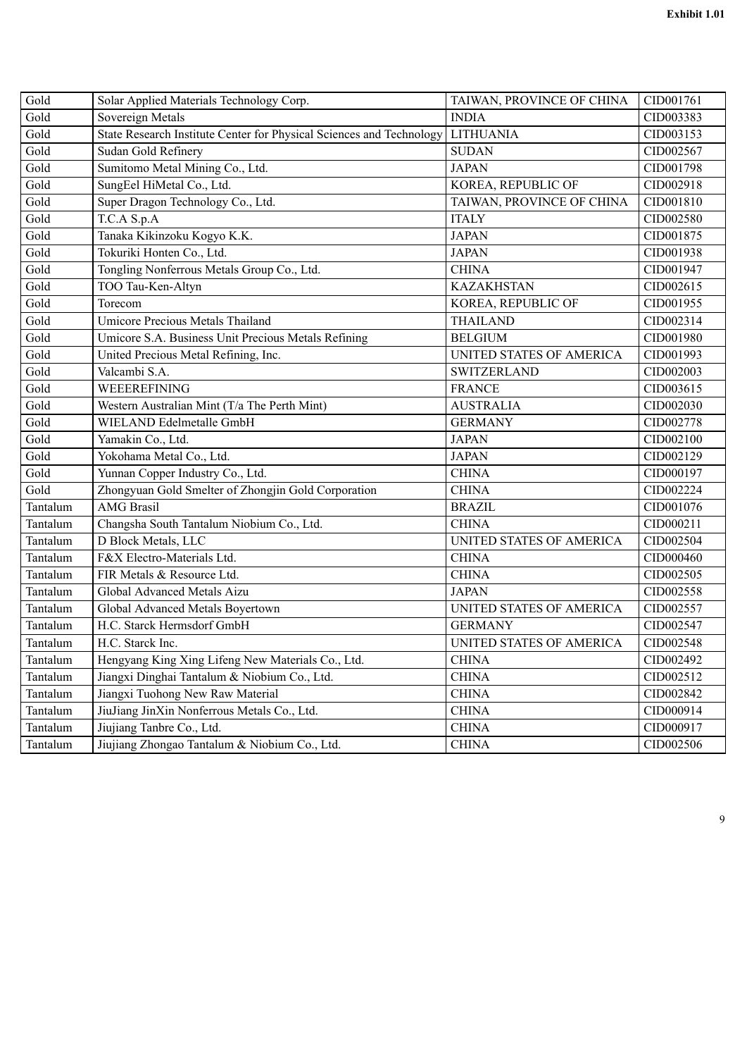| Gold | Solar Applied Materials Technology Corp. | TAIWAN, PROVINCE OF CHINA | CID001761 |
|---|---|---|---|
| Gold | Sovereign Metals | INDIA | CID003383 |
| Gold | State Research Institute Center for Physical Sciences and Technology | LITHUANIA | CID003153 |
| Gold | Sudan Gold Refinery | SUDAN | CID002567 |
| Gold | Sumitomo Metal Mining Co., Ltd. | JAPAN | CID001798 |
| Gold | SungEel HiMetal Co., Ltd. | KOREA, REPUBLIC OF | CID002918 |
| Gold | Super Dragon Technology Co., Ltd. | TAIWAN, PROVINCE OF CHINA | CID001810 |
| Gold | T.C.A S.p.A | ITALY | CID002580 |
| Gold | Tanaka Kikinzoku Kogyo K.K. | JAPAN | CID001875 |
| Gold | Tokuriki Honten Co., Ltd. | JAPAN | CID001938 |
| Gold | Tongling Nonferrous Metals Group Co., Ltd. | CHINA | CID001947 |
| Gold | TOO Tau-Ken-Altyn | KAZAKHSTAN | CID002615 |
| Gold | Torecom | KOREA, REPUBLIC OF | CID001955 |
| Gold | Umicore Precious Metals Thailand | THAILAND | CID002314 |
| Gold | Umicore S.A. Business Unit Precious Metals Refining | BELGIUM | CID001980 |
| Gold | United Precious Metal Refining, Inc. | UNITED STATES OF AMERICA | CID001993 |
| Gold | Valcambi S.A. | SWITZERLAND | CID002003 |
| Gold | WEEEREFINING | FRANCE | CID003615 |
| Gold | Western Australian Mint (T/a The Perth Mint) | AUSTRALIA | CID002030 |
| Gold | WIELAND Edelmetalle GmbH | GERMANY | CID002778 |
| Gold | Yamakin Co., Ltd. | JAPAN | CID002100 |
| Gold | Yokohama Metal Co., Ltd. | JAPAN | CID002129 |
| Gold | Yunnan Copper Industry Co., Ltd. | CHINA | CID000197 |
| Gold | Zhongyuan Gold Smelter of Zhongjin Gold Corporation | CHINA | CID002224 |
| Tantalum | AMG Brasil | BRAZIL | CID001076 |
| Tantalum | Changsha South Tantalum Niobium Co., Ltd. | CHINA | CID000211 |
| Tantalum | D Block Metals, LLC | UNITED STATES OF AMERICA | CID002504 |
| Tantalum | F&X Electro-Materials Ltd. | CHINA | CID000460 |
| Tantalum | FIR Metals & Resource Ltd. | CHINA | CID002505 |
| Tantalum | Global Advanced Metals Aizu | JAPAN | CID002558 |
| Tantalum | Global Advanced Metals Boyertown | UNITED STATES OF AMERICA | CID002557 |
| Tantalum | H.C. Starck Hermsdorf GmbH | GERMANY | CID002547 |
| Tantalum | H.C. Starck Inc. | UNITED STATES OF AMERICA | CID002548 |
| Tantalum | Hengyang King Xing Lifeng New Materials Co., Ltd. | CHINA | CID002492 |
| Tantalum | Jiangxi Dinghai Tantalum & Niobium Co., Ltd. | CHINA | CID002512 |
| Tantalum | Jiangxi Tuohong New Raw Material | CHINA | CID002842 |
| Tantalum | JiuJiang JinXin Nonferrous Metals Co., Ltd. | CHINA | CID000914 |
| Tantalum | Jiujiang Tanbre Co., Ltd. | CHINA | CID000917 |
| Tantalum | Jiujiang Zhongao Tantalum & Niobium Co., Ltd. | CHINA | CID002506 |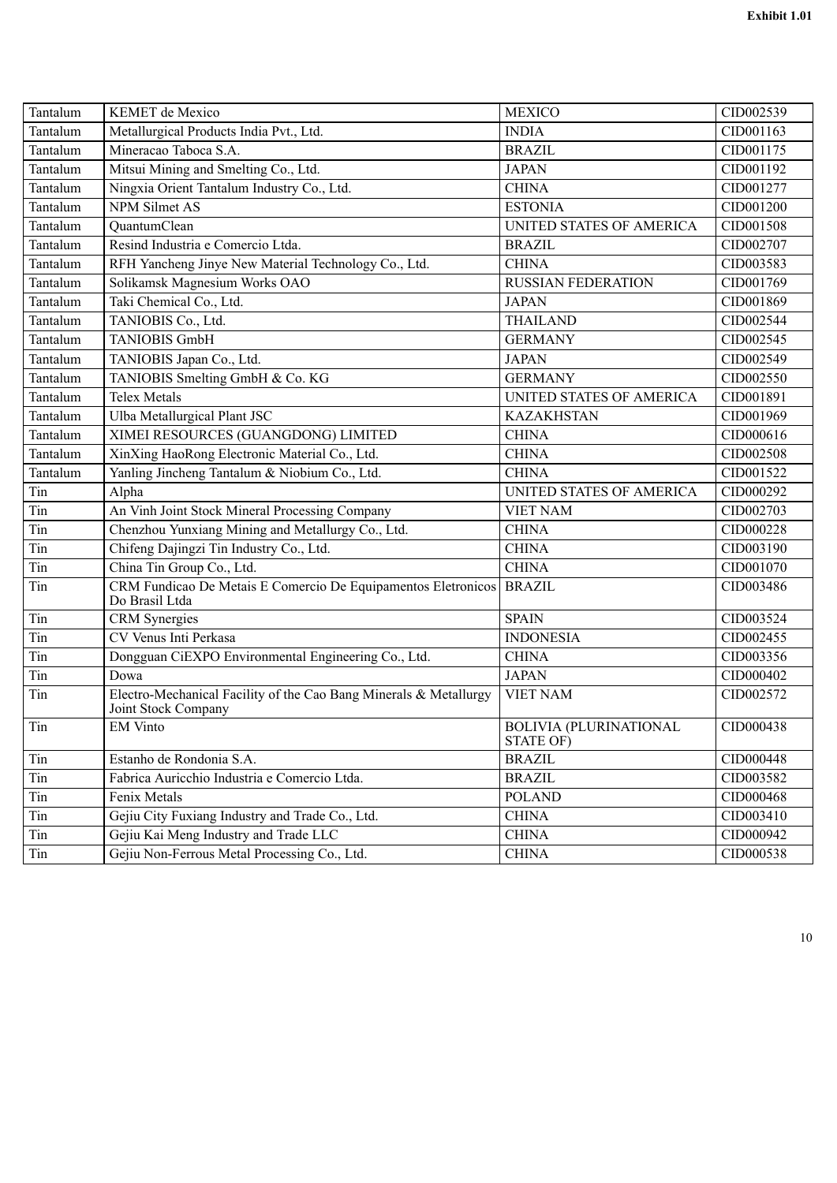**Exhibit 1.01**

| Tantalum | KEMET de Mexico | MEXICO | CID002539 |
|---|---|---|---|
| Tantalum | Metallurgical Products India Pvt., Ltd. | INDIA | CID001163 |
| Tantalum | Mineracao Taboca S.A. | BRAZIL | CID001175 |
| Tantalum | Mitsui Mining and Smelting Co., Ltd. | JAPAN | CID001192 |
| Tantalum | Ningxia Orient Tantalum Industry Co., Ltd. | CHINA | CID001277 |
| Tantalum | NPM Silmet AS | ESTONIA | CID001200 |
| Tantalum | QuantumClean | UNITED STATES OF AMERICA | CID001508 |
| Tantalum | Resind Industria e Comercio Ltda. | BRAZIL | CID002707 |
| Tantalum | RFH Yancheng Jinye New Material Technology Co., Ltd. | CHINA | CID003583 |
| Tantalum | Solikamsk Magnesium Works OAO | RUSSIAN FEDERATION | CID001769 |
| Tantalum | Taki Chemical Co., Ltd. | JAPAN | CID001869 |
| Tantalum | TANIOBIS Co., Ltd. | THAILAND | CID002544 |
| Tantalum | TANIOBIS GmbH | GERMANY | CID002545 |
| Tantalum | TANIOBIS Japan Co., Ltd. | JAPAN | CID002549 |
| Tantalum | TANIOBIS Smelting GmbH & Co. KG | GERMANY | CID002550 |
| Tantalum | Telex Metals | UNITED STATES OF AMERICA | CID001891 |
| Tantalum | Ulba Metallurgical Plant JSC | KAZAKHSTAN | CID001969 |
| Tantalum | XIMEI RESOURCES (GUANGDONG) LIMITED | CHINA | CID000616 |
| Tantalum | XinXing HaoRong Electronic Material Co., Ltd. | CHINA | CID002508 |
| Tantalum | Yanling Jincheng Tantalum & Niobium Co., Ltd. | CHINA | CID001522 |
| Tin | Alpha | UNITED STATES OF AMERICA | CID000292 |
| Tin | An Vinh Joint Stock Mineral Processing Company | VIET NAM | CID002703 |
| Tin | Chenzhou Yunxiang Mining and Metallurgy Co., Ltd. | CHINA | CID000228 |
| Tin | Chifeng Dajingzi Tin Industry Co., Ltd. | CHINA | CID003190 |
| Tin | China Tin Group Co., Ltd. | CHINA | CID001070 |
| Tin | CRM Fundicao De Metais E Comercio De Equipamentos Eletronicos Do Brasil Ltda | BRAZIL | CID003486 |
| Tin | CRM Synergies | SPAIN | CID003524 |
| Tin | CV Venus Inti Perkasa | INDONESIA | CID002455 |
| Tin | Dongguan CiEXPO Environmental Engineering Co., Ltd. | CHINA | CID003356 |
| Tin | Dowa | JAPAN | CID000402 |
| Tin | Electro-Mechanical Facility of the Cao Bang Minerals & Metallurgy Joint Stock Company | VIET NAM | CID002572 |
| Tin | EM Vinto | BOLIVIA (PLURINATIONAL STATE OF) | CID000438 |
| Tin | Estanho de Rondonia S.A. | BRAZIL | CID000448 |
| Tin | Fabrica Auricchio Industria e Comercio Ltda. | BRAZIL | CID003582 |
| Tin | Fenix Metals | POLAND | CID000468 |
| Tin | Gejiu City Fuxiang Industry and Trade Co., Ltd. | CHINA | CID003410 |
| Tin | Gejiu Kai Meng Industry and Trade LLC | CHINA | CID000942 |
| Tin | Gejiu Non-Ferrous Metal Processing Co., Ltd. | CHINA | CID000538 |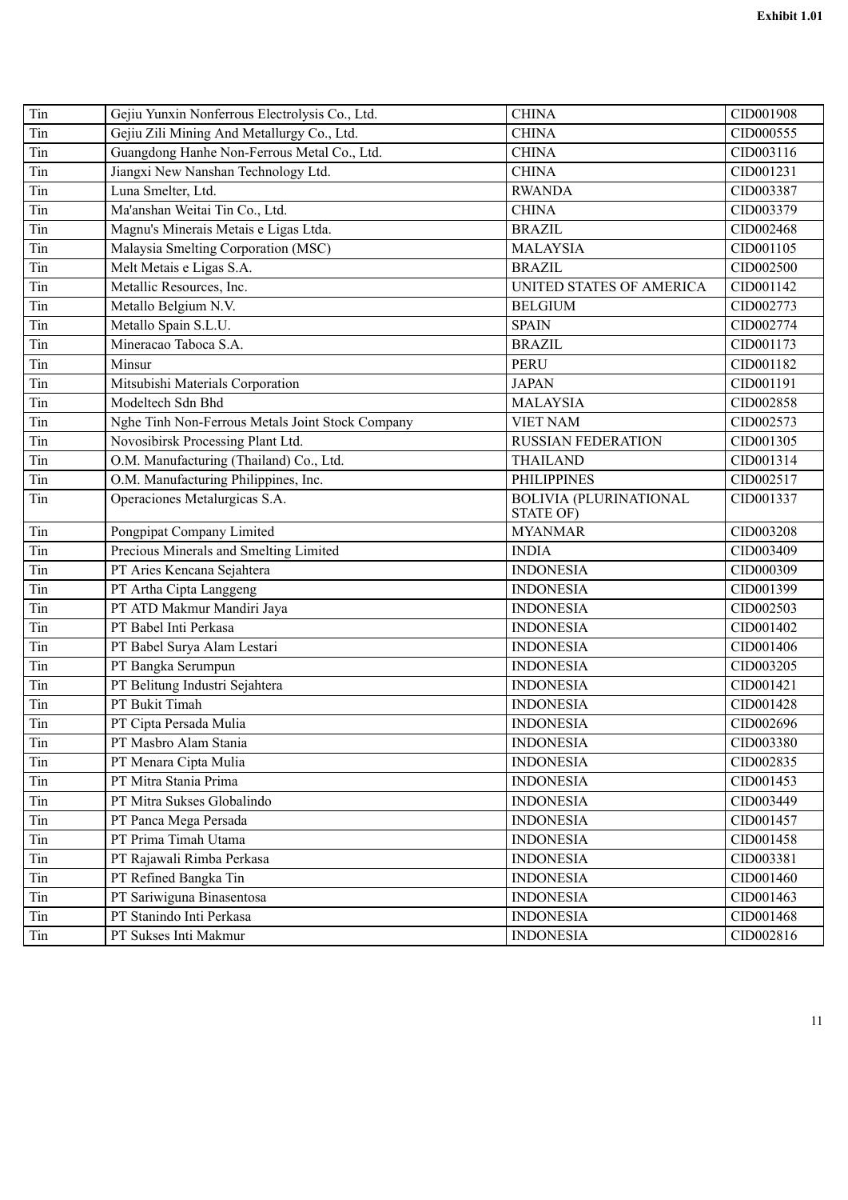**Exhibit 1.01**

| Tin | Gejiu Yunxin Nonferrous Electrolysis Co., Ltd. | CHINA | CID001908 |
|---|---|---|---|
| Tin | Gejiu Zili Mining And Metallurgy Co., Ltd. | CHINA | CID000555 |
| Tin | Guangdong Hanhe Non-Ferrous Metal Co., Ltd. | CHINA | CID003116 |
| Tin | Jiangxi New Nanshan Technology Ltd. | CHINA | CID001231 |
| Tin | Luna Smelter, Ltd. | RWANDA | CID003387 |
| Tin | Ma'anshan Weitai Tin Co., Ltd. | CHINA | CID003379 |
| Tin | Magnu's Minerais Metais e Ligas Ltda. | BRAZIL | CID002468 |
| Tin | Malaysia Smelting Corporation (MSC) | MALAYSIA | CID001105 |
| Tin | Melt Metais e Ligas S.A. | BRAZIL | CID002500 |
| Tin | Metallic Resources, Inc. | UNITED STATES OF AMERICA | CID001142 |
| Tin | Metallo Belgium N.V. | BELGIUM | CID002773 |
| Tin | Metallo Spain S.L.U. | SPAIN | CID002774 |
| Tin | Mineracao Taboca S.A. | BRAZIL | CID001173 |
| Tin | Minsur | PERU | CID001182 |
| Tin | Mitsubishi Materials Corporation | JAPAN | CID001191 |
| Tin | Modeltech Sdn Bhd | MALAYSIA | CID002858 |
| Tin | Nghe Tinh Non-Ferrous Metals Joint Stock Company | VIET NAM | CID002573 |
| Tin | Novosibirsk Processing Plant Ltd. | RUSSIAN FEDERATION | CID001305 |
| Tin | O.M. Manufacturing (Thailand) Co., Ltd. | THAILAND | CID001314 |
| Tin | O.M. Manufacturing Philippines, Inc. | PHILIPPINES | CID002517 |
| Tin | Operaciones Metalurgicas S.A. | BOLIVIA (PLURINATIONAL STATE OF) | CID001337 |
| Tin | Pongpipat Company Limited | MYANMAR | CID003208 |
| Tin | Precious Minerals and Smelting Limited | INDIA | CID003409 |
| Tin | PT Aries Kencana Sejahtera | INDONESIA | CID000309 |
| Tin | PT Artha Cipta Langgeng | INDONESIA | CID001399 |
| Tin | PT ATD Makmur Mandiri Jaya | INDONESIA | CID002503 |
| Tin | PT Babel Inti Perkasa | INDONESIA | CID001402 |
| Tin | PT Babel Surya Alam Lestari | INDONESIA | CID001406 |
| Tin | PT Bangka Serumpun | INDONESIA | CID003205 |
| Tin | PT Belitung Industri Sejahtera | INDONESIA | CID001421 |
| Tin | PT Bukit Timah | INDONESIA | CID001428 |
| Tin | PT Cipta Persada Mulia | INDONESIA | CID002696 |
| Tin | PT Masbro Alam Stania | INDONESIA | CID003380 |
| Tin | PT Menara Cipta Mulia | INDONESIA | CID002835 |
| Tin | PT Mitra Stania Prima | INDONESIA | CID001453 |
| Tin | PT Mitra Sukses Globalindo | INDONESIA | CID003449 |
| Tin | PT Panca Mega Persada | INDONESIA | CID001457 |
| Tin | PT Prima Timah Utama | INDONESIA | CID001458 |
| Tin | PT Rajawali Rimba Perkasa | INDONESIA | CID003381 |
| Tin | PT Refined Bangka Tin | INDONESIA | CID001460 |
| Tin | PT Sariwiguna Binasentosa | INDONESIA | CID001463 |
| Tin | PT Stanindo Inti Perkasa | INDONESIA | CID001468 |
| Tin | PT Sukses Inti Makmur | INDONESIA | CID002816 |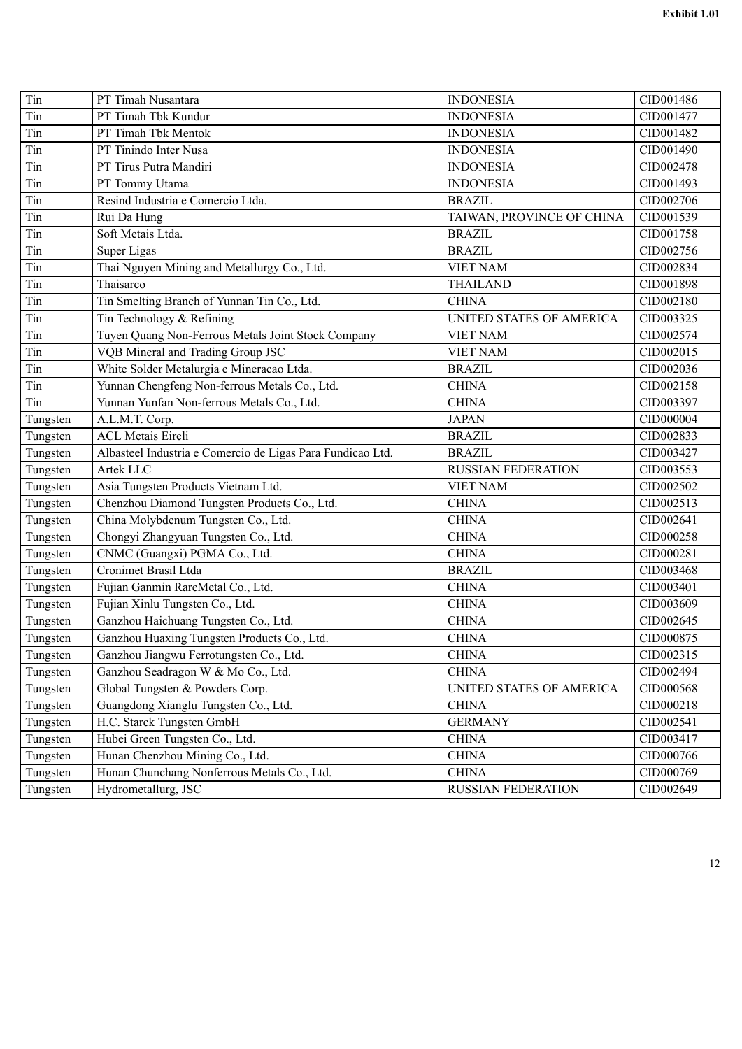| Tin | PT Timah Nusantara | INDONESIA | CID001486 |
|---|---|---|---|
| Tin | PT Timah Tbk Kundur | INDONESIA | CID001477 |
| Tin | PT Timah Tbk Mentok | INDONESIA | CID001482 |
| Tin | PT Tinindo Inter Nusa | INDONESIA | CID001490 |
| Tin | PT Tirus Putra Mandiri | INDONESIA | CID002478 |
| Tin | PT Tommy Utama | INDONESIA | CID001493 |
| Tin | Resind Industria e Comercio Ltda. | BRAZIL | CID002706 |
| Tin | Rui Da Hung | TAIWAN, PROVINCE OF CHINA | CID001539 |
| Tin | Soft Metais Ltda. | BRAZIL | CID001758 |
| Tin | Super Ligas | BRAZIL | CID002756 |
| Tin | Thai Nguyen Mining and Metallurgy Co., Ltd. | VIET NAM | CID002834 |
| Tin | Thaisarco | THAILAND | CID001898 |
| Tin | Tin Smelting Branch of Yunnan Tin Co., Ltd. | CHINA | CID002180 |
| Tin | Tin Technology & Refining | UNITED STATES OF AMERICA | CID003325 |
| Tin | Tuyen Quang Non-Ferrous Metals Joint Stock Company | VIET NAM | CID002574 |
| Tin | VQB Mineral and Trading Group JSC | VIET NAM | CID002015 |
| Tin | White Solder Metalurgia e Mineracao Ltda. | BRAZIL | CID002036 |
| Tin | Yunnan Chengfeng Non-ferrous Metals Co., Ltd. | CHINA | CID002158 |
| Tin | Yunnan Yunfan Non-ferrous Metals Co., Ltd. | CHINA | CID003397 |
| Tungsten | A.L.M.T. Corp. | JAPAN | CID000004 |
| Tungsten | ACL Metais Eireli | BRAZIL | CID002833 |
| Tungsten | Albasteel Industria e Comercio de Ligas Para Fundicao Ltd. | BRAZIL | CID003427 |
| Tungsten | Artek LLC | RUSSIAN FEDERATION | CID003553 |
| Tungsten | Asia Tungsten Products Vietnam Ltd. | VIET NAM | CID002502 |
| Tungsten | Chenzhou Diamond Tungsten Products Co., Ltd. | CHINA | CID002513 |
| Tungsten | China Molybdenum Tungsten Co., Ltd. | CHINA | CID002641 |
| Tungsten | Chongyi Zhangyuan Tungsten Co., Ltd. | CHINA | CID000258 |
| Tungsten | CNMC (Guangxi) PGMA Co., Ltd. | CHINA | CID000281 |
| Tungsten | Cronimet Brasil Ltda | BRAZIL | CID003468 |
| Tungsten | Fujian Ganmin RareMetal Co., Ltd. | CHINA | CID003401 |
| Tungsten | Fujian Xinlu Tungsten Co., Ltd. | CHINA | CID003609 |
| Tungsten | Ganzhou Haichuang Tungsten Co., Ltd. | CHINA | CID002645 |
| Tungsten | Ganzhou Huaxing Tungsten Products Co., Ltd. | CHINA | CID000875 |
| Tungsten | Ganzhou Jiangwu Ferrotungsten Co., Ltd. | CHINA | CID002315 |
| Tungsten | Ganzhou Seadragon W & Mo Co., Ltd. | CHINA | CID002494 |
| Tungsten | Global Tungsten & Powders Corp. | UNITED STATES OF AMERICA | CID000568 |
| Tungsten | Guangdong Xianglu Tungsten Co., Ltd. | CHINA | CID000218 |
| Tungsten | H.C. Starck Tungsten GmbH | GERMANY | CID002541 |
| Tungsten | Hubei Green Tungsten Co., Ltd. | CHINA | CID003417 |
| Tungsten | Hunan Chenzhou Mining Co., Ltd. | CHINA | CID000766 |
| Tungsten | Hunan Chunchang Nonferrous Metals Co., Ltd. | CHINA | CID000769 |
| Tungsten | Hydrometallurg, JSC | RUSSIAN FEDERATION | CID002649 |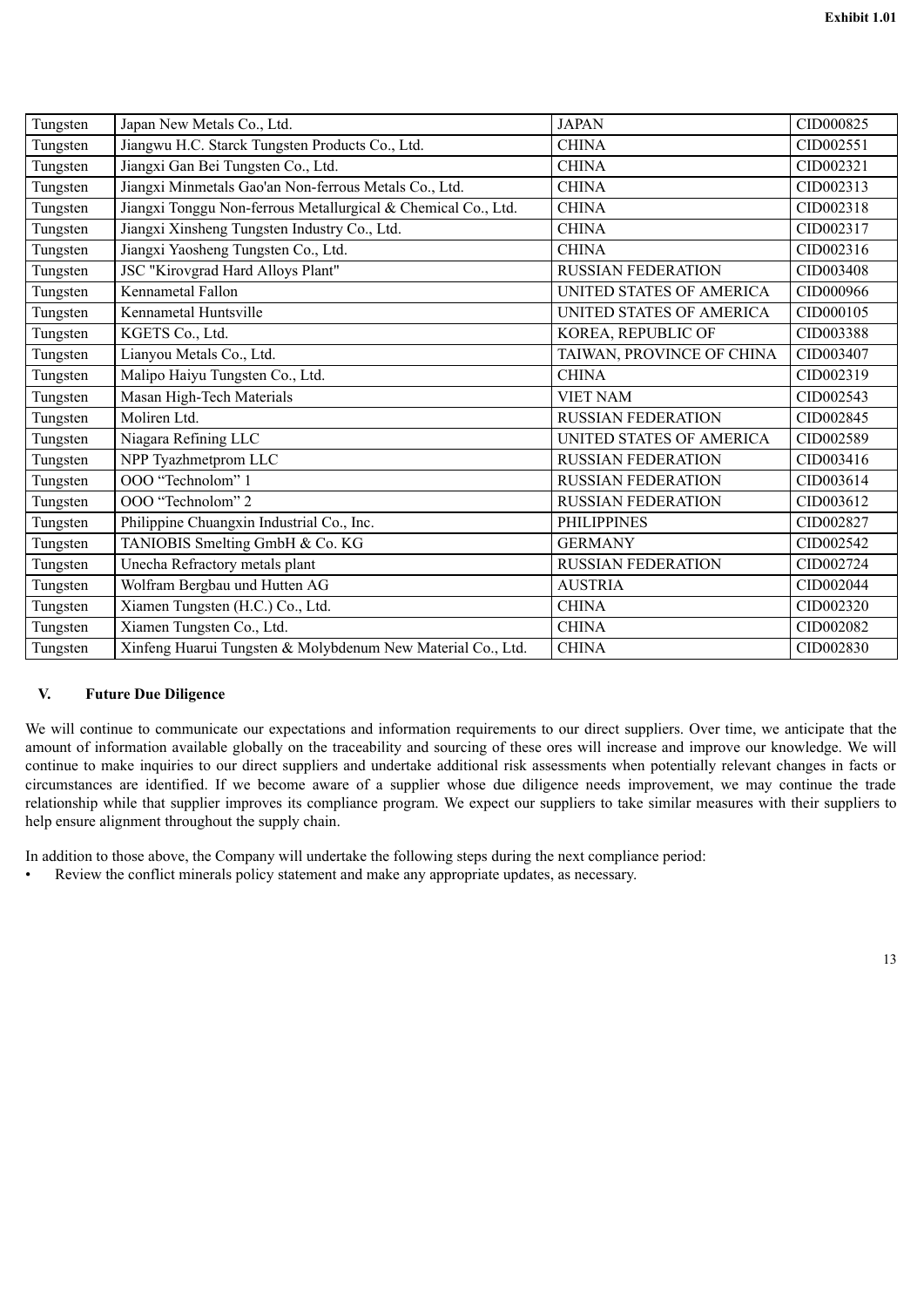| Tungsten | Japan New Metals Co., Ltd. | JAPAN | CID000825 |
|---|---|---|---|
| Tungsten | Jiangwu H.C. Starck Tungsten Products Co., Ltd. | CHINA | CID002551 |
| Tungsten | Jiangxi Gan Bei Tungsten Co., Ltd. | CHINA | CID002321 |
| Tungsten | Jiangxi Minmetals Gao'an Non-ferrous Metals Co., Ltd. | CHINA | CID002313 |
| Tungsten | Jiangxi Tonggu Non-ferrous Metallurgical & Chemical Co., Ltd. | CHINA | CID002318 |
| Tungsten | Jiangxi Xinsheng Tungsten Industry Co., Ltd. | CHINA | CID002317 |
| Tungsten | Jiangxi Yaosheng Tungsten Co., Ltd. | CHINA | CID002316 |
| Tungsten | JSC "Kirovgrad Hard Alloys Plant" | RUSSIAN FEDERATION | CID003408 |
| Tungsten | Kennametal Fallon | UNITED STATES OF AMERICA | CID000966 |
| Tungsten | Kennametal Huntsville | UNITED STATES OF AMERICA | CID000105 |
| Tungsten | KGETS Co., Ltd. | KOREA, REPUBLIC OF | CID003388 |
| Tungsten | Lianyou Metals Co., Ltd. | TAIWAN, PROVINCE OF CHINA | CID003407 |
| Tungsten | Malipo Haiyu Tungsten Co., Ltd. | CHINA | CID002319 |
| Tungsten | Masan High-Tech Materials | VIET NAM | CID002543 |
| Tungsten | Moliren Ltd. | RUSSIAN FEDERATION | CID002845 |
| Tungsten | Niagara Refining LLC | UNITED STATES OF AMERICA | CID002589 |
| Tungsten | NPP Tyazhmetprom LLC | RUSSIAN FEDERATION | CID003416 |
| Tungsten | OOO “Technolom” 1 | RUSSIAN FEDERATION | CID003614 |
| Tungsten | OOO “Technolom” 2 | RUSSIAN FEDERATION | CID003612 |
| Tungsten | Philippine Chuangxin Industrial Co., Inc. | PHILIPPINES | CID002827 |
| Tungsten | TANIOBIS Smelting GmbH & Co. KG | GERMANY | CID002542 |
| Tungsten | Unecha Refractory metals plant | RUSSIAN FEDERATION | CID002724 |
| Tungsten | Wolfram Bergbau und Hutten AG | AUSTRIA | CID002044 |
| Tungsten | Xiamen Tungsten (H.C.) Co., Ltd. | CHINA | CID002320 |
| Tungsten | Xiamen Tungsten Co., Ltd. | CHINA | CID002082 |
| Tungsten | Xinfeng Huarui Tungsten & Molybdenum New Material Co., Ltd. | CHINA | CID002830 |

## V. Future Due Diligence

We will continue to communicate our expectations and information requirements to our direct suppliers. Over time, we anticipate that the amount of information available globally on the traceability and sourcing of these ores will increase and improve our knowledge. We will continue to make inquiries to our direct suppliers and undertake additional risk assessments when potentially relevant changes in facts or circumstances are identified. If we become aware of a supplier whose due diligence needs improvement, we may continue the trade relationship while that supplier improves its compliance program. We expect our suppliers to take similar measures with their suppliers to help ensure alignment throughout the supply chain.

In addition to those above, the Company will undertake the following steps during the next compliance period:

- Review the conflict minerals policy statement and make any appropriate updates, as necessary.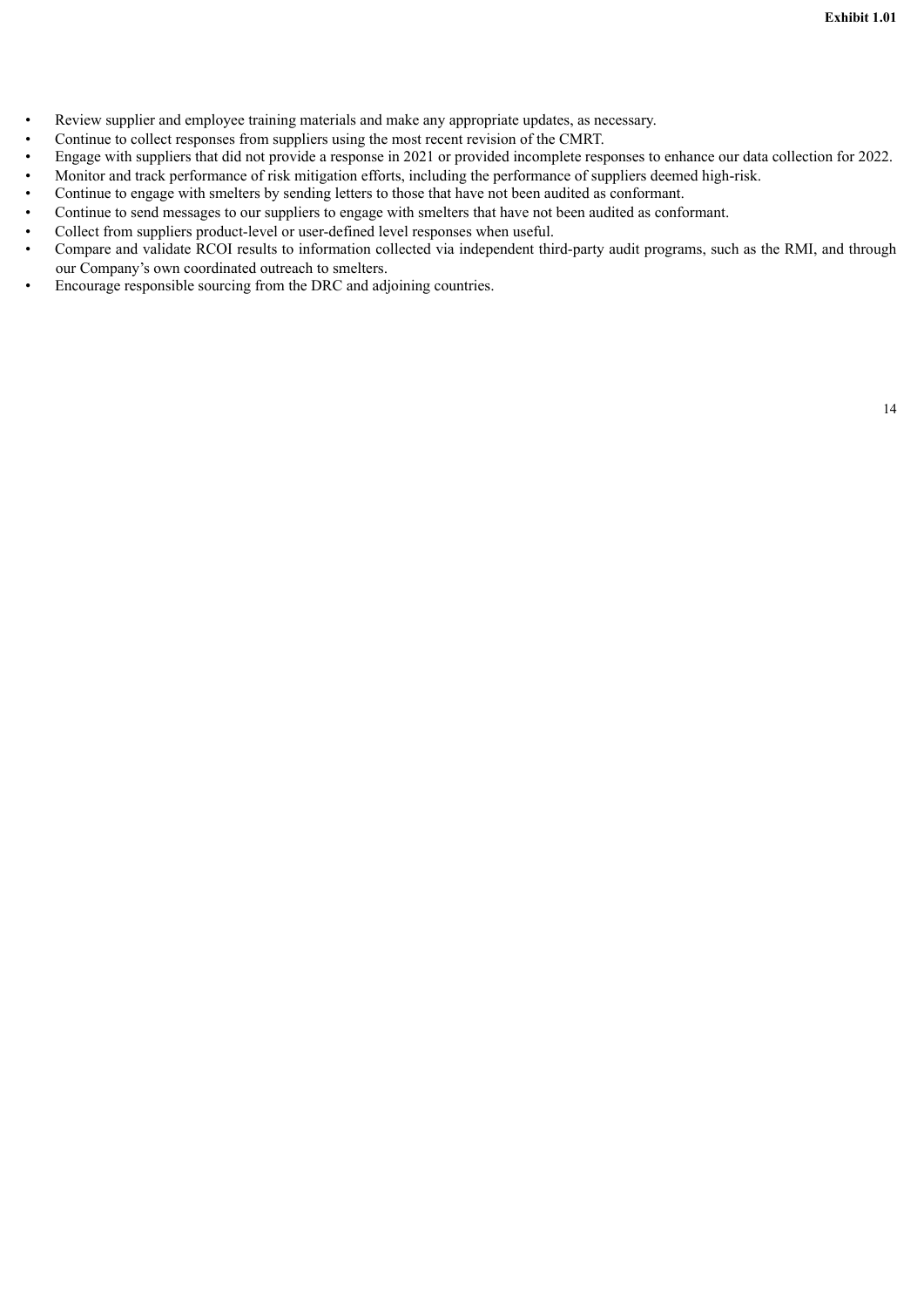- Review supplier and employee training materials and make any appropriate updates, as necessary.
- Continue to collect responses from suppliers using the most recent revision of the CMRT.
- Engage with suppliers that did not provide a response in 2021 or provided incomplete responses to enhance our data collection for 2022.
- Monitor and track performance of risk mitigation efforts, including the performance of suppliers deemed high-risk.
- Continue to engage with smelters by sending letters to those that have not been audited as conformant.
- Continue to send messages to our suppliers to engage with smelters that have not been audited as conformant.
- Collect from suppliers product-level or user-defined level responses when useful.
- Compare and validate RCOI results to information collected via independent third-party audit programs, such as the RMI, and through our Company's own coordinated outreach to smelters.
- Encourage responsible sourcing from the DRC and adjoining countries.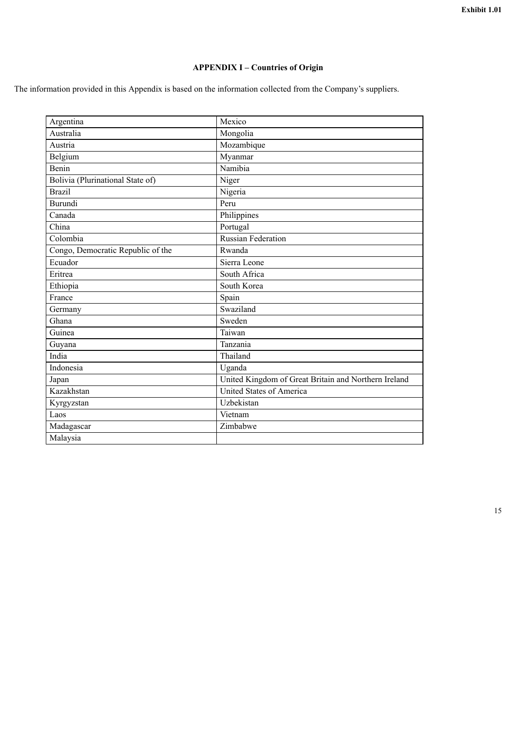**Exhibit 1.01**

## APPENDIX I – Countries of Origin

The information provided in this Appendix is based on the information collected from the Company's suppliers.

| | |
|---|---|
| Argentina | Mexico |
| Australia | Mongolia |
| Austria | Mozambique |
| Belgium | Myanmar |
| Benin | Namibia |
| Bolivia (Plurinational State of) | Niger |
| Brazil | Nigeria |
| Burundi | Peru |
| Canada | Philippines |
| China | Portugal |
| Colombia | Russian Federation |
| Congo, Democratic Republic of the | Rwanda |
| Ecuador | Sierra Leone |
| Eritrea | South Africa |
| Ethiopia | South Korea |
| France | Spain |
| Germany | Swaziland |
| Ghana | Sweden |
| Guinea | Taiwan |
| Guyana | Tanzania |
| India | Thailand |
| Indonesia | Uganda |
| Japan | United Kingdom of Great Britain and Northern Ireland |
| Kazakhstan | United States of America |
| Kyrgyzstan | Uzbekistan |
| Laos | Vietnam |
| Madagascar | Zimbabwe |
| Malaysia | |